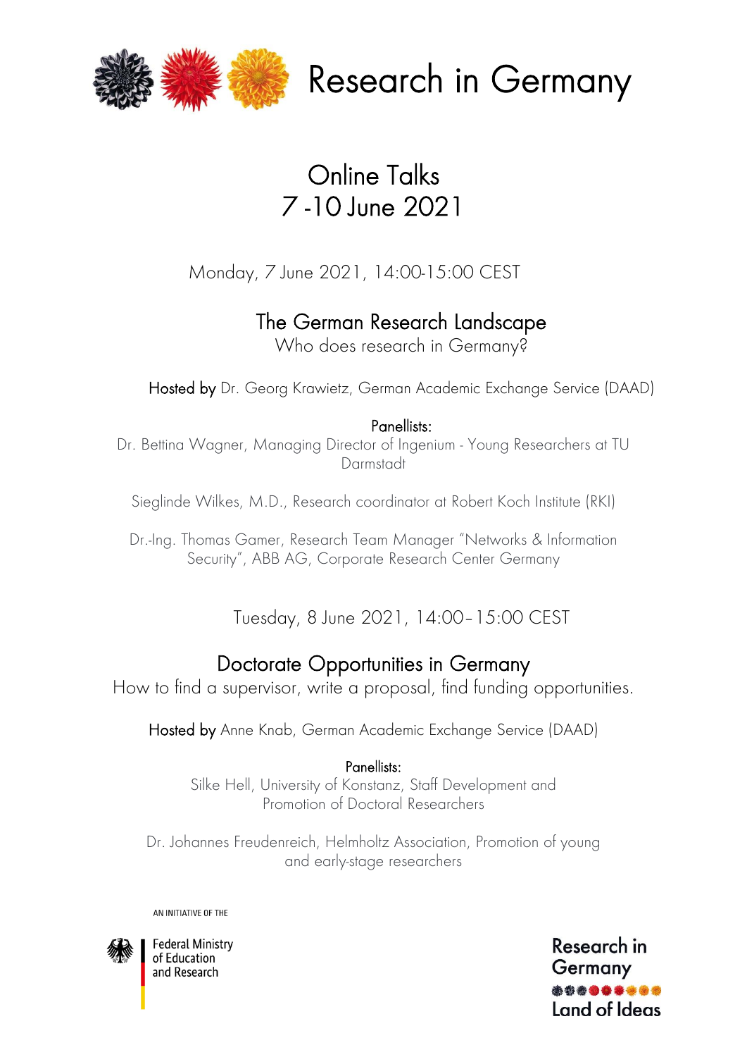# Research in Germany

## Online Talks
## 7 -10 June 2021

Monday, 7 June 2021, 14:00-15:00 CEST

### The German Research Landscape

Who does research in Germany?

Hosted by Dr. Georg Krawietz, German Academic Exchange Service (DAAD)

Panellists:

Dr. Bettina Wagner, Managing Director of Ingenium - Young Researchers at TU Darmstadt

Sieglinde Wilkes, M.D., Research coordinator at Robert Koch Institute (RKI)

Dr.-Ing. Thomas Gamer, Research Team Manager "Networks & Information Security", ABB AG, Corporate Research Center Germany

Tuesday, 8 June 2021, 14:00–15:00 CEST

### Doctorate Opportunities in Germany

How to find a supervisor, write a proposal, find funding opportunities.

Hosted by Anne Knab, German Academic Exchange Service (DAAD)

Panellists:

Silke Hell, University of Konstanz, Staff Development and Promotion of Doctoral Researchers

Dr. Johannes Freudenreich, Helmholtz Association, Promotion of young and early-stage researchers

AN INITIATIVE OF THE

Federal Ministry of Education and Research

Research in Germany
Land of Ideas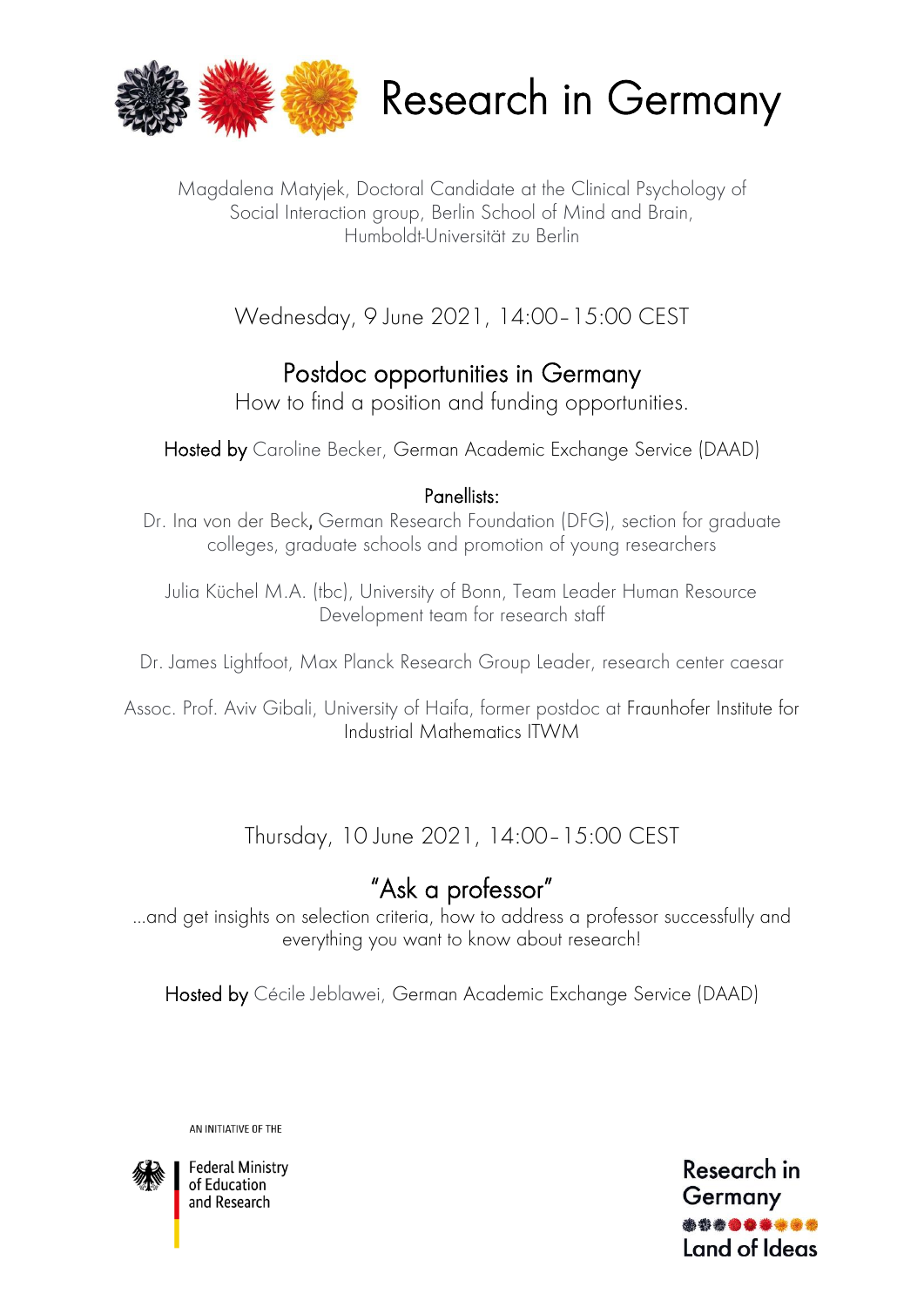# Research in Germany

Magdalena Matyjek, Doctoral Candidate at the Clinical Psychology of Social Interaction group, Berlin School of Mind and Brain, Humboldt-Universität zu Berlin

Wednesday, 9 June 2021, 14:00–15:00 CEST

## Postdoc opportunities in Germany

How to find a position and funding opportunities.

Hosted by Caroline Becker, German Academic Exchange Service (DAAD)

Panellists:

Dr. Ina von der Beck, German Research Foundation (DFG), section for graduate colleges, graduate schools and promotion of young researchers

Julia Küchel M.A. (tbc), University of Bonn, Team Leader Human Resource Development team for research staff

Dr. James Lightfoot, Max Planck Research Group Leader, research center caesar

Assoc. Prof. Aviv Gibali, University of Haifa, former postdoc at Fraunhofer Institute for Industrial Mathematics ITWM

Thursday, 10 June 2021, 14:00–15:00 CEST

## "Ask a professor"

...and get insights on selection criteria, how to address a professor successfully and everything you want to know about research!

Hosted by Cécile Jeblawei, German Academic Exchange Service (DAAD)

AN INITIATIVE OF THE

Federal Ministry of Education and Research

Research in Germany

Land of Ideas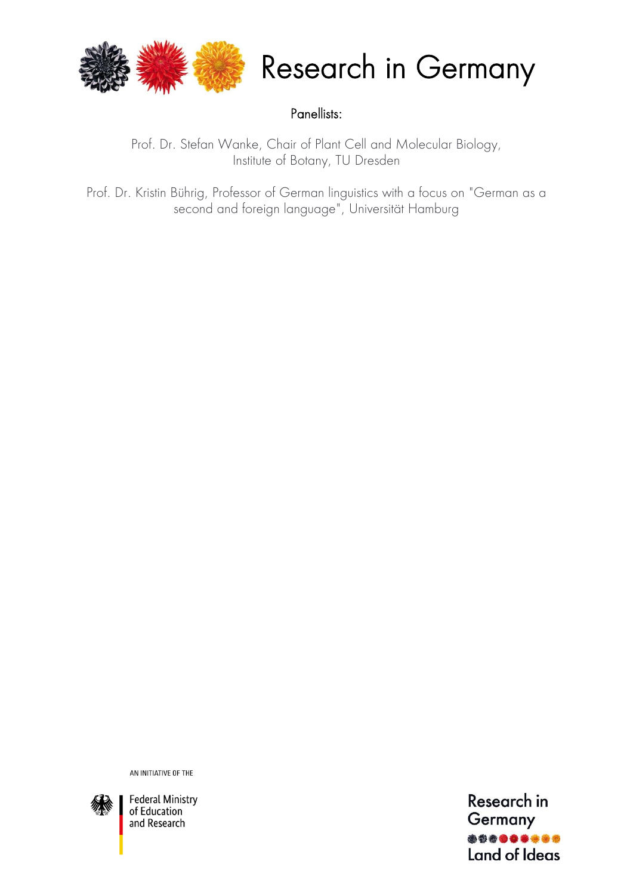Panellists:

Prof. Dr. Stefan Wanke, Chair of Plant Cell and Molecular Biology, Institute of Botany, TU Dresden

Prof. Dr. Kristin Bührig, Professor of German linguistics with a focus on "German as a second and foreign language", Universität Hamburg